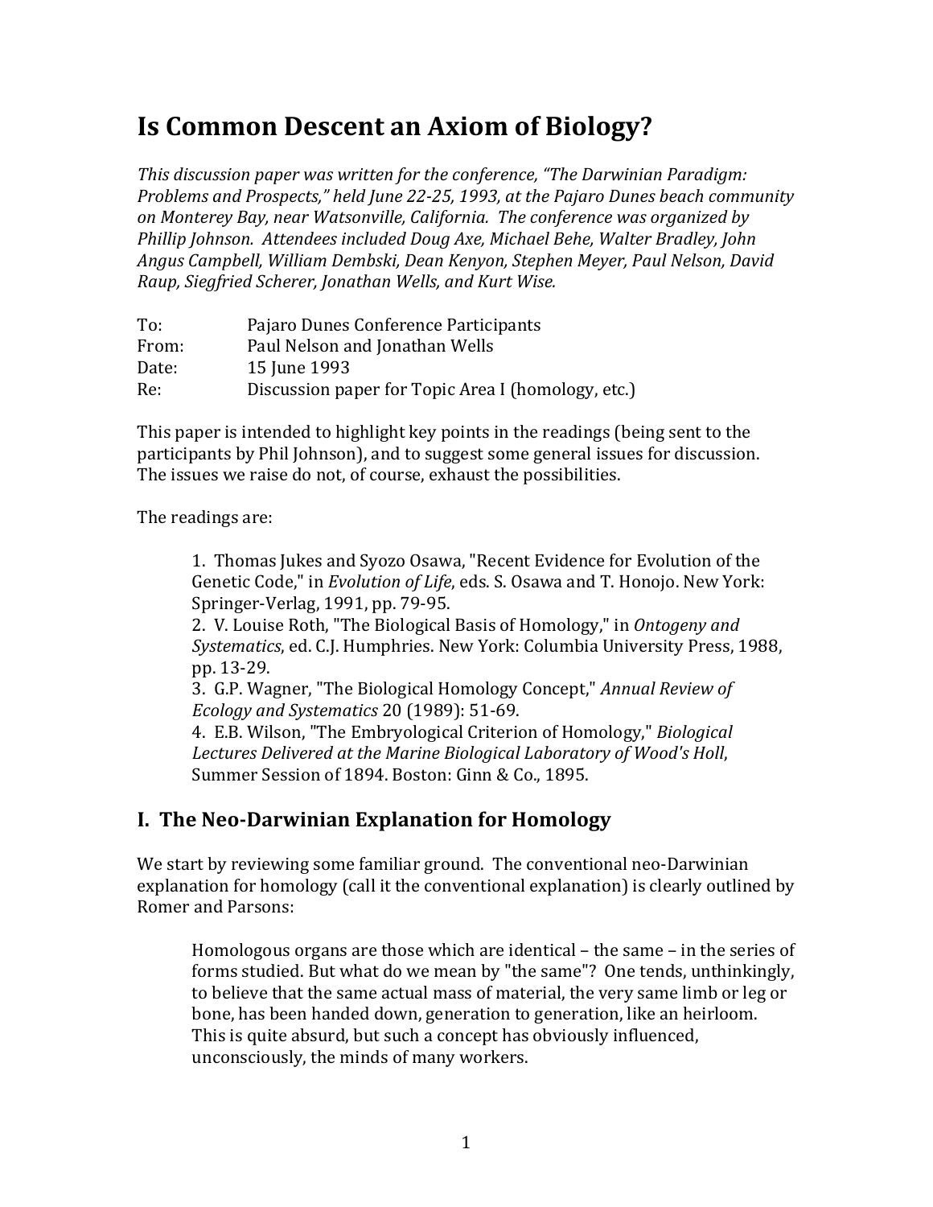# Is Common Descent an Axiom of Biology?

*This discussion paper was written for the conference, "The Darwinian Paradigm: Problems and Prospects," held June 22-25, 1993, at the Pajaro Dunes beach community on Monterey Bay, near Watsonville, California. The conference was organized by Phillip Johnson. Attendees included Doug Axe, Michael Behe, Walter Bradley, John Angus Campbell, William Dembski, Dean Kenyon, Stephen Meyer, Paul Nelson, David Raup, Siegfried Scherer, Jonathan Wells, and Kurt Wise.*

To: Pajaro Dunes Conference Participants
From: Paul Nelson and Jonathan Wells
Date: 15 June 1993
Re: Discussion paper for Topic Area I (homology, etc.)

This paper is intended to highlight key points in the readings (being sent to the participants by Phil Johnson), and to suggest some general issues for discussion. The issues we raise do not, of course, exhaust the possibilities.

The readings are:

> 1. Thomas Jukes and Syozo Osawa, "Recent Evidence for Evolution of the Genetic Code," in *Evolution of Life*, eds. S. Osawa and T. Honojo. New York: Springer-Verlag, 1991, pp. 79-95.
> 2. V. Louise Roth, "The Biological Basis of Homology," in *Ontogeny and Systematics*, ed. C.J. Humphries. New York: Columbia University Press, 1988, pp. 13-29.
> 3. G.P. Wagner, "The Biological Homology Concept," *Annual Review of Ecology and Systematics* 20 (1989): 51-69.
> 4. E.B. Wilson, "The Embryological Criterion of Homology," *Biological Lectures Delivered at the Marine Biological Laboratory of Wood's Holl*, Summer Session of 1894. Boston: Ginn & Co., 1895.

## I. The Neo-Darwinian Explanation for Homology

We start by reviewing some familiar ground. The conventional neo-Darwinian explanation for homology (call it the conventional explanation) is clearly outlined by Romer and Parsons:

> Homologous organs are those which are identical – the same – in the series of forms studied. But what do we mean by "the same"? One tends, unthinkingly, to believe that the same actual mass of material, the very same limb or leg or bone, has been handed down, generation to generation, like an heirloom. This is quite absurd, but such a concept has obviously influenced, unconsciously, the minds of many workers.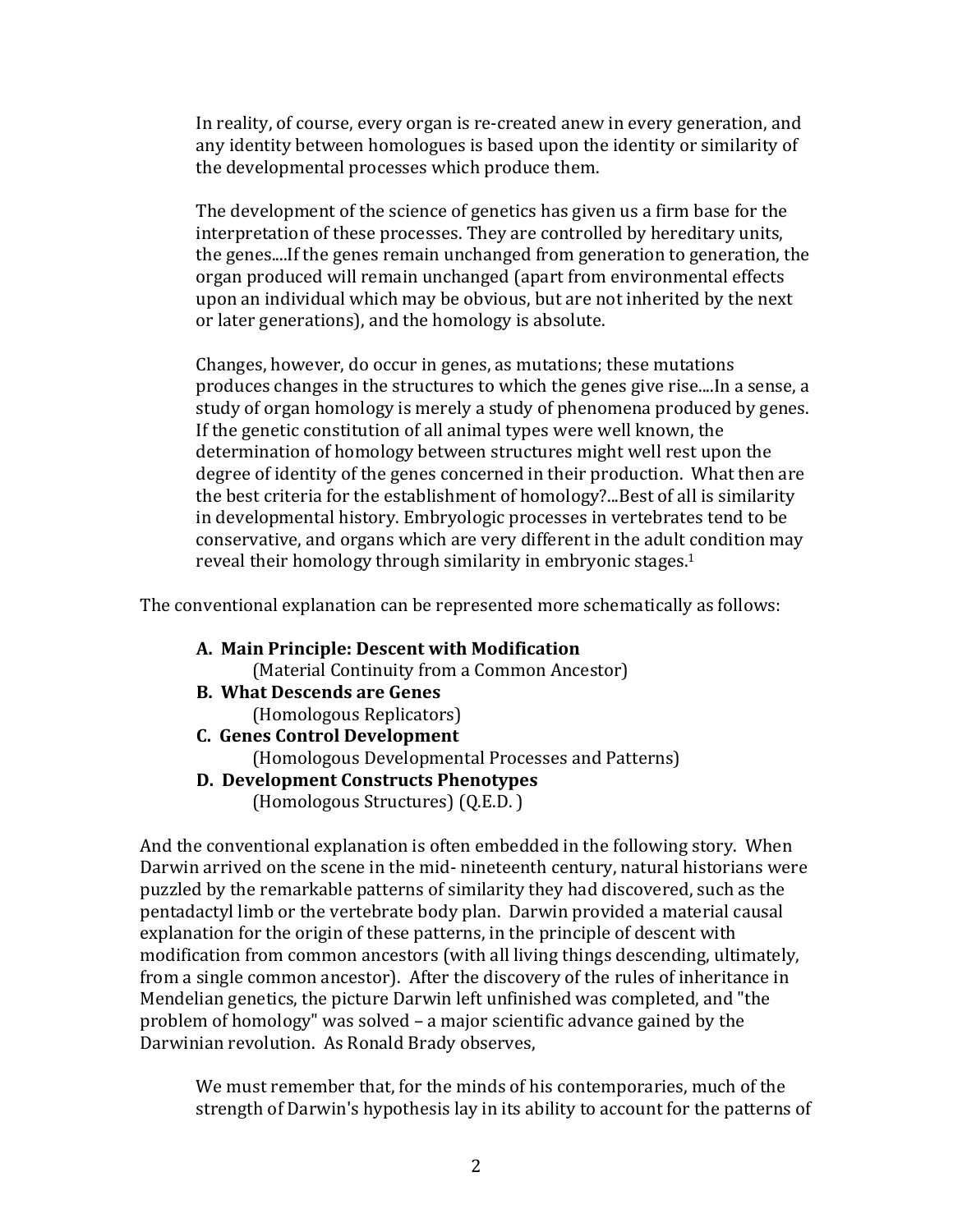> In reality, of course, every organ is re-created anew in every generation, and any identity between homologues is based upon the identity or similarity of the developmental processes which produce them.
>
> The development of the science of genetics has given us a firm base for the interpretation of these processes. They are controlled by hereditary units, the genes....If the genes remain unchanged from generation to generation, the organ produced will remain unchanged (apart from environmental effects upon an individual which may be obvious, but are not inherited by the next or later generations), and the homology is absolute.
>
> Changes, however, do occur in genes, as mutations; these mutations produces changes in the structures to which the genes give rise....In a sense, a study of organ homology is merely a study of phenomena produced by genes. If the genetic constitution of all animal types were well known, the determination of homology between structures might well rest upon the degree of identity of the genes concerned in their production. What then are the best criteria for the establishment of homology?...Best of all is similarity in developmental history. Embryologic processes in vertebrates tend to be conservative, and organs which are very different in the adult condition may reveal their homology through similarity in embryonic stages.[1]

The conventional explanation can be represented more schematically as follows:

- **A. Main Principle: Descent with Modification**
  (Material Continuity from a Common Ancestor)
- **B. What Descends are Genes**
  (Homologous Replicators)
- **C. Genes Control Development**
  (Homologous Developmental Processes and Patterns)
- **D. Development Constructs Phenotypes**
  (Homologous Structures) (Q.E.D. )

And the conventional explanation is often embedded in the following story. When Darwin arrived on the scene in the mid- nineteenth century, natural historians were puzzled by the remarkable patterns of similarity they had discovered, such as the pentadactyl limb or the vertebrate body plan. Darwin provided a material causal explanation for the origin of these patterns, in the principle of descent with modification from common ancestors (with all living things descending, ultimately, from a single common ancestor). After the discovery of the rules of inheritance in Mendelian genetics, the picture Darwin left unfinished was completed, and "the problem of homology" was solved – a major scientific advance gained by the Darwinian revolution. As Ronald Brady observes,

> We must remember that, for the minds of his contemporaries, much of the strength of Darwin's hypothesis lay in its ability to account for the patterns of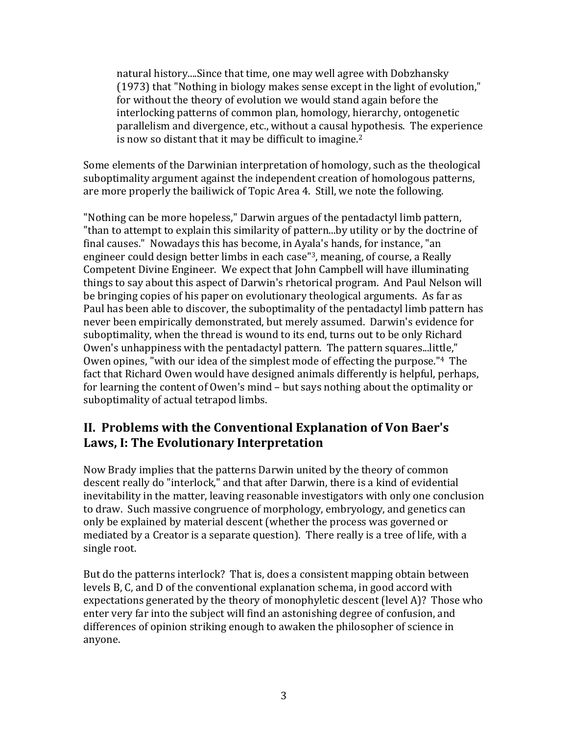> natural history....Since that time, one may well agree with Dobzhansky (1973) that "Nothing in biology makes sense except in the light of evolution," for without the theory of evolution we would stand again before the interlocking patterns of common plan, homology, hierarchy, ontogenetic parallelism and divergence, etc., without a causal hypothesis. The experience is now so distant that it may be difficult to imagine.[2]

Some elements of the Darwinian interpretation of homology, such as the theological suboptimality argument against the independent creation of homologous patterns, are more properly the bailiwick of Topic Area 4. Still, we note the following.

"Nothing can be more hopeless," Darwin argues of the pentadactyl limb pattern, "than to attempt to explain this similarity of pattern...by utility or by the doctrine of final causes." Nowadays this has become, in Ayala's hands, for instance, "an engineer could design better limbs in each case"[3], meaning, of course, a Really Competent Divine Engineer. We expect that John Campbell will have illuminating things to say about this aspect of Darwin's rhetorical program. And Paul Nelson will be bringing copies of his paper on evolutionary theological arguments. As far as Paul has been able to discover, the suboptimality of the pentadactyl limb pattern has never been empirically demonstrated, but merely assumed. Darwin's evidence for suboptimality, when the thread is wound to its end, turns out to be only Richard Owen's unhappiness with the pentadactyl pattern. The pattern squares...little," Owen opines, "with our idea of the simplest mode of effecting the purpose."[4] The fact that Richard Owen would have designed animals differently is helpful, perhaps, for learning the content of Owen's mind – but says nothing about the optimality or suboptimality of actual tetrapod limbs.

## II. Problems with the Conventional Explanation of Von Baer's Laws, I: The Evolutionary Interpretation

Now Brady implies that the patterns Darwin united by the theory of common descent really do "interlock," and that after Darwin, there is a kind of evidential inevitability in the matter, leaving reasonable investigators with only one conclusion to draw. Such massive congruence of morphology, embryology, and genetics can only be explained by material descent (whether the process was governed or mediated by a Creator is a separate question). There really is a tree of life, with a single root.

But do the patterns interlock? That is, does a consistent mapping obtain between levels B, C, and D of the conventional explanation schema, in good accord with expectations generated by the theory of monophyletic descent (level A)? Those who enter very far into the subject will find an astonishing degree of confusion, and differences of opinion striking enough to awaken the philosopher of science in anyone.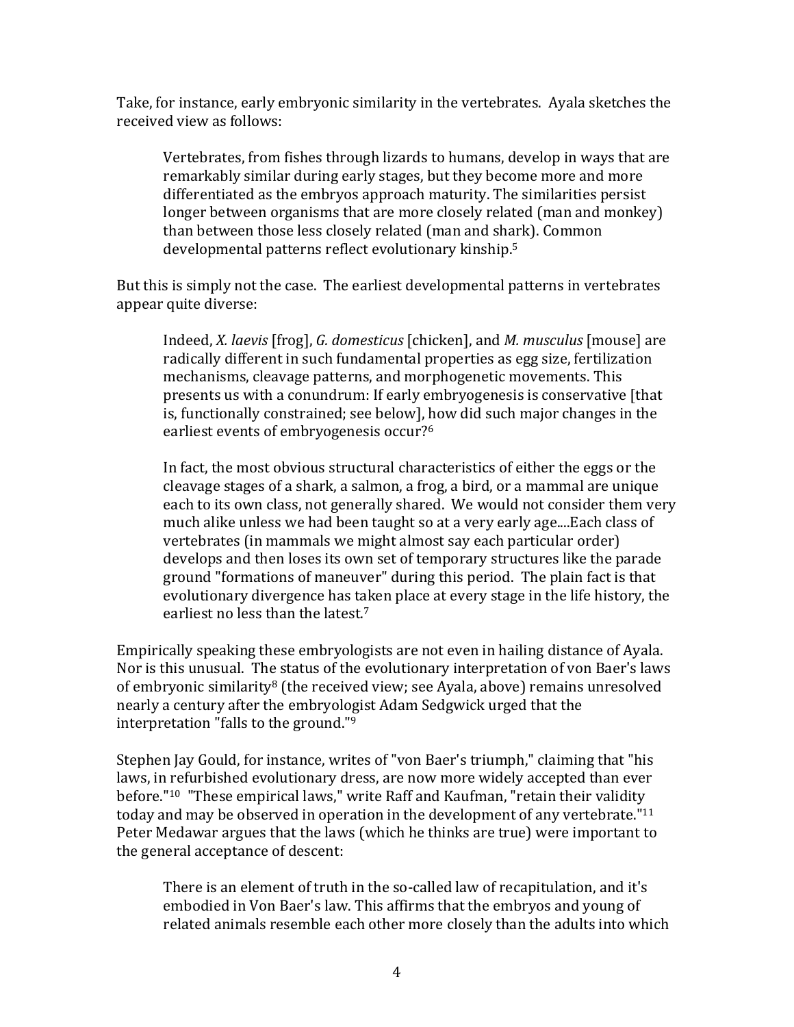Take, for instance, early embryonic similarity in the vertebrates. Ayala sketches the received view as follows:

> Vertebrates, from fishes through lizards to humans, develop in ways that are remarkably similar during early stages, but they become more and more differentiated as the embryos approach maturity. The similarities persist longer between organisms that are more closely related (man and monkey) than between those less closely related (man and shark). Common developmental patterns reflect evolutionary kinship.[5]

But this is simply not the case. The earliest developmental patterns in vertebrates appear quite diverse:

> Indeed, *X. laevis* [frog], *G. domesticus* [chicken], and *M. musculus* [mouse] are radically different in such fundamental properties as egg size, fertilization mechanisms, cleavage patterns, and morphogenetic movements. This presents us with a conundrum: If early embryogenesis is conservative [that is, functionally constrained; see below], how did such major changes in the earliest events of embryogenesis occur?[6]
>
> In fact, the most obvious structural characteristics of either the eggs or the cleavage stages of a shark, a salmon, a frog, a bird, or a mammal are unique each to its own class, not generally shared. We would not consider them very much alike unless we had been taught so at a very early age....Each class of vertebrates (in mammals we might almost say each particular order) develops and then loses its own set of temporary structures like the parade ground "formations of maneuver" during this period. The plain fact is that evolutionary divergence has taken place at every stage in the life history, the earliest no less than the latest.[7]

Empirically speaking these embryologists are not even in hailing distance of Ayala. Nor is this unusual. The status of the evolutionary interpretation of von Baer's laws of embryonic similarity[8] (the received view; see Ayala, above) remains unresolved nearly a century after the embryologist Adam Sedgwick urged that the interpretation "falls to the ground."[9]

Stephen Jay Gould, for instance, writes of "von Baer's triumph," claiming that "his laws, in refurbished evolutionary dress, are now more widely accepted than ever before."[10] "These empirical laws," write Raff and Kaufman, "retain their validity today and may be observed in operation in the development of any vertebrate."[11] Peter Medawar argues that the laws (which he thinks are true) were important to the general acceptance of descent:

> There is an element of truth in the so-called law of recapitulation, and it's embodied in Von Baer's law. This affirms that the embryos and young of related animals resemble each other more closely than the adults into which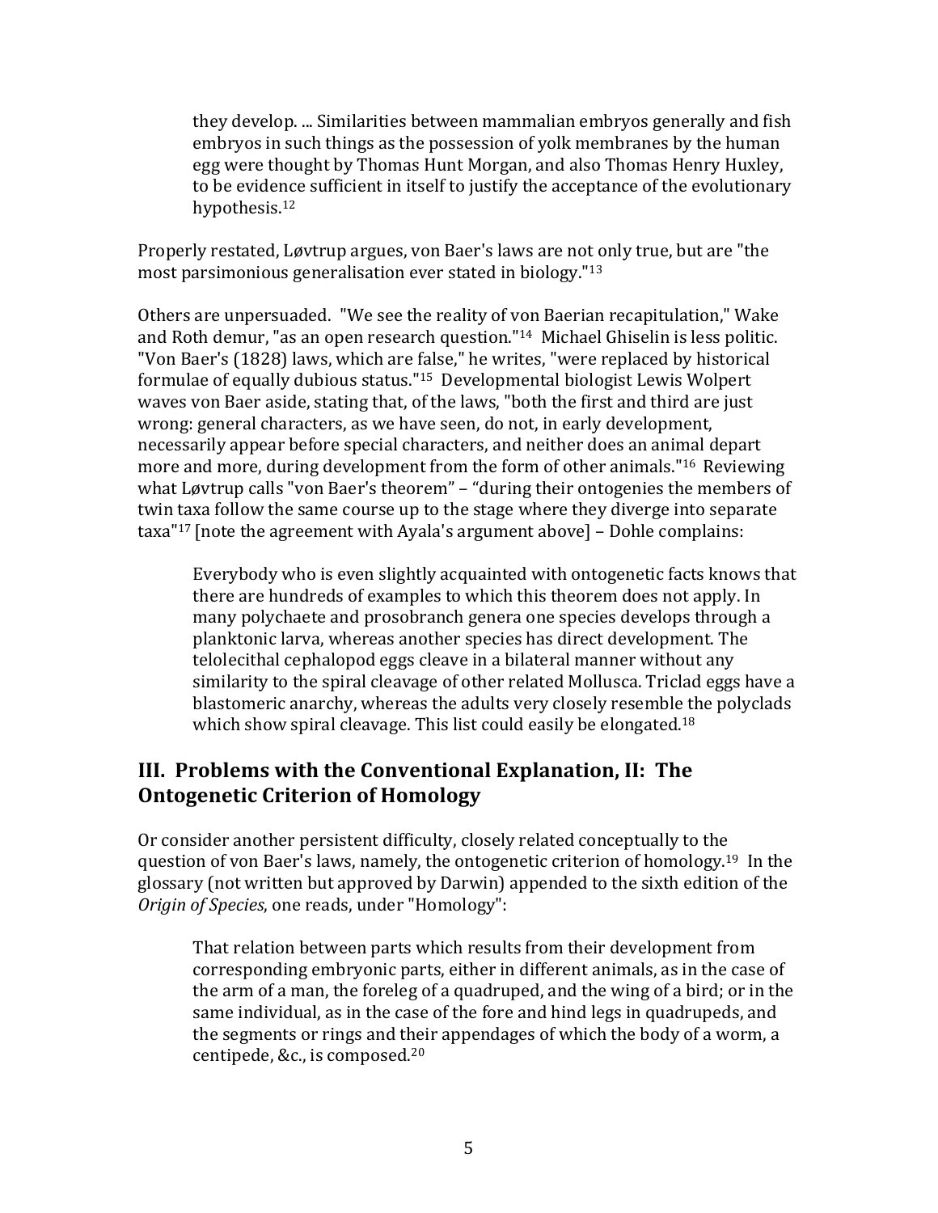> they develop. ... Similarities between mammalian embryos generally and fish embryos in such things as the possession of yolk membranes by the human egg were thought by Thomas Hunt Morgan, and also Thomas Henry Huxley, to be evidence sufficient in itself to justify the acceptance of the evolutionary hypothesis.[12]

Properly restated, Løvtrup argues, von Baer's laws are not only true, but are "the most parsimonious generalisation ever stated in biology."[13]

Others are unpersuaded. "We see the reality of von Baerian recapitulation," Wake and Roth demur, "as an open research question."[14] Michael Ghiselin is less politic. "Von Baer's (1828) laws, which are false," he writes, "were replaced by historical formulae of equally dubious status."[15] Developmental biologist Lewis Wolpert waves von Baer aside, stating that, of the laws, "both the first and third are just wrong: general characters, as we have seen, do not, in early development, necessarily appear before special characters, and neither does an animal depart more and more, during development from the form of other animals."[16] Reviewing what Løvtrup calls "von Baer's theorem" – "during their ontogenies the members of twin taxa follow the same course up to the stage where they diverge into separate taxa"[17] [note the agreement with Ayala's argument above] – Dohle complains:

> Everybody who is even slightly acquainted with ontogenetic facts knows that there are hundreds of examples to which this theorem does not apply. In many polychaete and prosobranch genera one species develops through a planktonic larva, whereas another species has direct development. The telolecithal cephalopod eggs cleave in a bilateral manner without any similarity to the spiral cleavage of other related Mollusca. Triclad eggs have a blastomeric anarchy, whereas the adults very closely resemble the polyclads which show spiral cleavage. This list could easily be elongated.[18]

## III. Problems with the Conventional Explanation, II: The Ontogenetic Criterion of Homology

Or consider another persistent difficulty, closely related conceptually to the question of von Baer's laws, namely, the ontogenetic criterion of homology.[19] In the glossary (not written but approved by Darwin) appended to the sixth edition of the *Origin of Species*, one reads, under "Homology":

> That relation between parts which results from their development from corresponding embryonic parts, either in different animals, as in the case of the arm of a man, the foreleg of a quadruped, and the wing of a bird; or in the same individual, as in the case of the fore and hind legs in quadrupeds, and the segments or rings and their appendages of which the body of a worm, a centipede, &c., is composed.[20]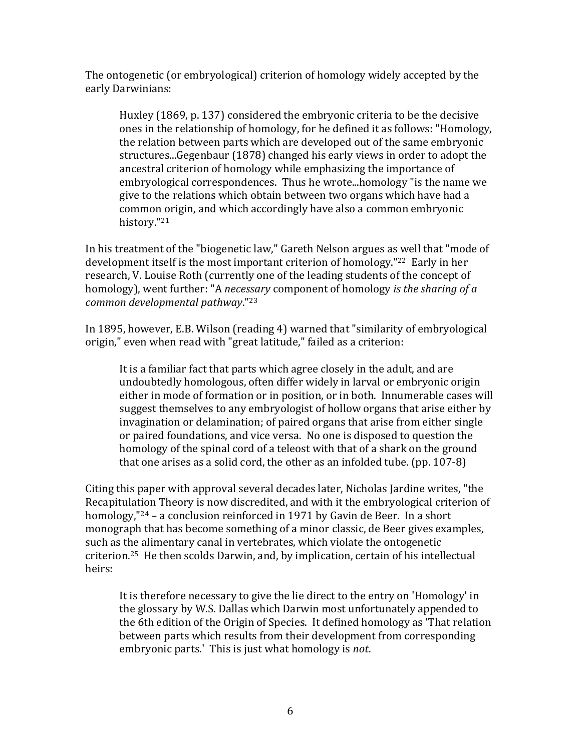The ontogenetic (or embryological) criterion of homology widely accepted by the early Darwinians:

> Huxley (1869, p. 137) considered the embryonic criteria to be the decisive ones in the relationship of homology, for he defined it as follows: "Homology, the relation between parts which are developed out of the same embryonic structures...Gegenbaur (1878) changed his early views in order to adopt the ancestral criterion of homology while emphasizing the importance of embryological correspondences. Thus he wrote...homology "is the name we give to the relations which obtain between two organs which have had a common origin, and which accordingly have also a common embryonic history."[21]

In his treatment of the "biogenetic law," Gareth Nelson argues as well that "mode of development itself is the most important criterion of homology."[22] Early in her research, V. Louise Roth (currently one of the leading students of the concept of homology), went further: "A *necessary* component of homology *is the sharing of a common developmental pathway*."[23]

In 1895, however, E.B. Wilson (reading 4) warned that "similarity of embryological origin," even when read with "great latitude," failed as a criterion:

> It is a familiar fact that parts which agree closely in the adult, and are undoubtedly homologous, often differ widely in larval or embryonic origin either in mode of formation or in position, or in both. Innumerable cases will suggest themselves to any embryologist of hollow organs that arise either by invagination or delamination; of paired organs that arise from either single or paired foundations, and vice versa. No one is disposed to question the homology of the spinal cord of a teleost with that of a shark on the ground that one arises as a solid cord, the other as an infolded tube. (pp. 107-8)

Citing this paper with approval several decades later, Nicholas Jardine writes, "the Recapitulation Theory is now discredited, and with it the embryological criterion of homology,"[24] – a conclusion reinforced in 1971 by Gavin de Beer. In a short monograph that has become something of a minor classic, de Beer gives examples, such as the alimentary canal in vertebrates, which violate the ontogenetic criterion.[25] He then scolds Darwin, and, by implication, certain of his intellectual heirs:

> It is therefore necessary to give the lie direct to the entry on 'Homology' in the glossary by W.S. Dallas which Darwin most unfortunately appended to the 6th edition of the Origin of Species. It defined homology as 'That relation between parts which results from their development from corresponding embryonic parts.' This is just what homology is *not*.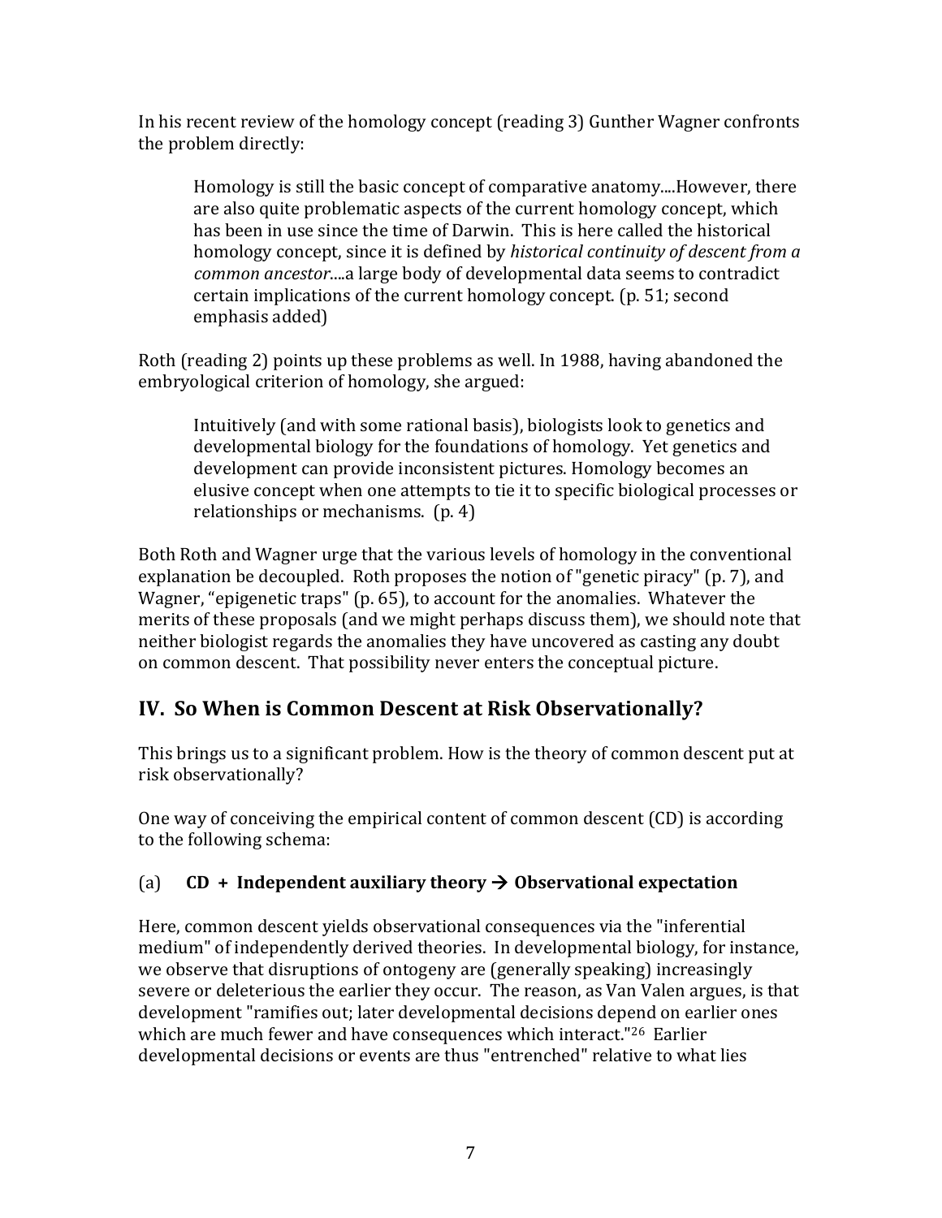In his recent review of the homology concept (reading 3) Gunther Wagner confronts the problem directly:

> Homology is still the basic concept of comparative anatomy....However, there are also quite problematic aspects of the current homology concept, which has been in use since the time of Darwin. This is here called the historical homology concept, since it is defined by *historical continuity of descent from a common ancestor*....a large body of developmental data seems to contradict certain implications of the current homology concept. (p. 51; second emphasis added)

Roth (reading 2) points up these problems as well. In 1988, having abandoned the embryological criterion of homology, she argued:

> Intuitively (and with some rational basis), biologists look to genetics and developmental biology for the foundations of homology. Yet genetics and development can provide inconsistent pictures. Homology becomes an elusive concept when one attempts to tie it to specific biological processes or relationships or mechanisms. (p. 4)

Both Roth and Wagner urge that the various levels of homology in the conventional explanation be decoupled. Roth proposes the notion of "genetic piracy" (p. 7), and Wagner, "epigenetic traps" (p. 65), to account for the anomalies. Whatever the merits of these proposals (and we might perhaps discuss them), we should note that neither biologist regards the anomalies they have uncovered as casting any doubt on common descent. That possibility never enters the conceptual picture.

## IV. So When is Common Descent at Risk Observationally?

This brings us to a significant problem. How is the theory of common descent put at risk observationally?

One way of conceiving the empirical content of common descent (CD) is according to the following schema:

(a) **CD + Independent auxiliary theory → Observational expectation**

Here, common descent yields observational consequences via the "inferential medium" of independently derived theories. In developmental biology, for instance, we observe that disruptions of ontogeny are (generally speaking) increasingly severe or deleterious the earlier they occur. The reason, as Van Valen argues, is that development "ramifies out; later developmental decisions depend on earlier ones which are much fewer and have consequences which interact."[26] Earlier developmental decisions or events are thus "entrenched" relative to what lies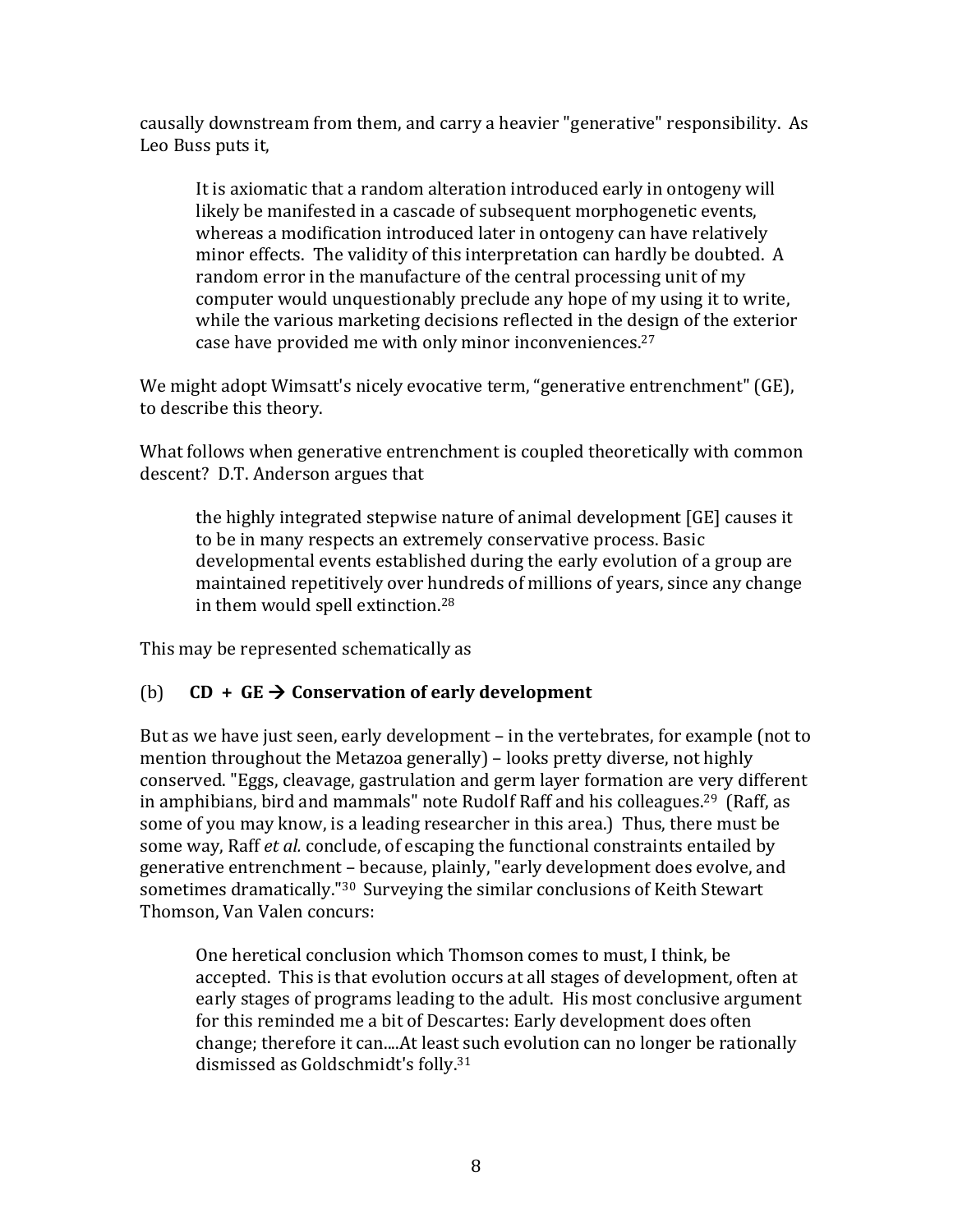causally downstream from them, and carry a heavier "generative" responsibility. As Leo Buss puts it,

> It is axiomatic that a random alteration introduced early in ontogeny will likely be manifested in a cascade of subsequent morphogenetic events, whereas a modification introduced later in ontogeny can have relatively minor effects. The validity of this interpretation can hardly be doubted. A random error in the manufacture of the central processing unit of my computer would unquestionably preclude any hope of my using it to write, while the various marketing decisions reflected in the design of the exterior case have provided me with only minor inconveniences.[27]

We might adopt Wimsatt's nicely evocative term, "generative entrenchment" (GE), to describe this theory.

What follows when generative entrenchment is coupled theoretically with common descent? D.T. Anderson argues that

> the highly integrated stepwise nature of animal development [GE] causes it to be in many respects an extremely conservative process. Basic developmental events established during the early evolution of a group are maintained repetitively over hundreds of millions of years, since any change in them would spell extinction.[28]

This may be represented schematically as

(b) **CD + GE → Conservation of early development**

But as we have just seen, early development – in the vertebrates, for example (not to mention throughout the Metazoa generally) – looks pretty diverse, not highly conserved. "Eggs, cleavage, gastrulation and germ layer formation are very different in amphibians, bird and mammals" note Rudolf Raff and his colleagues.[29] (Raff, as some of you may know, is a leading researcher in this area.) Thus, there must be some way, Raff *et al.* conclude, of escaping the functional constraints entailed by generative entrenchment – because, plainly, "early development does evolve, and sometimes dramatically."[30] Surveying the similar conclusions of Keith Stewart Thomson, Van Valen concurs:

> One heretical conclusion which Thomson comes to must, I think, be accepted. This is that evolution occurs at all stages of development, often at early stages of programs leading to the adult. His most conclusive argument for this reminded me a bit of Descartes: Early development does often change; therefore it can....At least such evolution can no longer be rationally dismissed as Goldschmidt's folly.[31]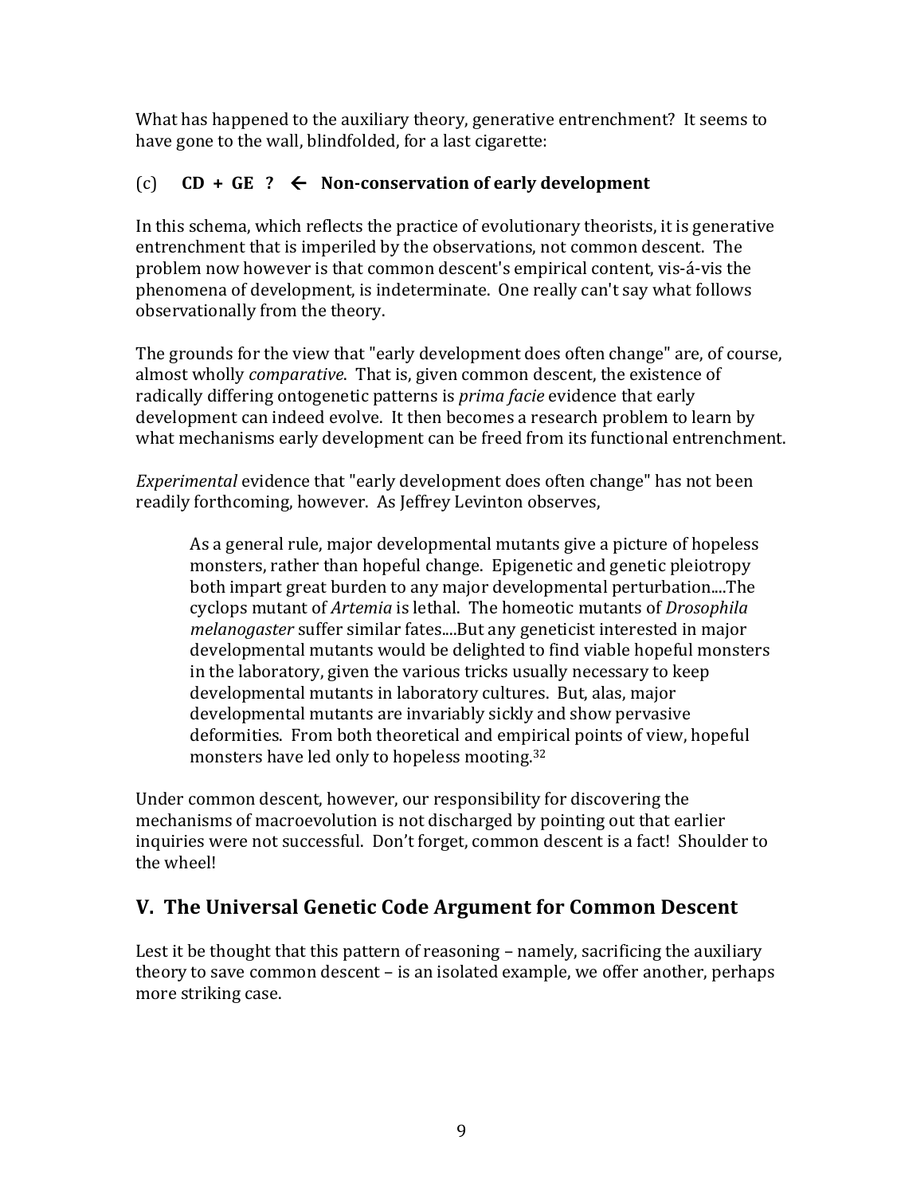What has happened to the auxiliary theory, generative entrenchment? It seems to have gone to the wall, blindfolded, for a last cigarette:

(c) **CD + GE ? ← Non-conservation of early development**

In this schema, which reflects the practice of evolutionary theorists, it is generative entrenchment that is imperiled by the observations, not common descent. The problem now however is that common descent's empirical content, vis-á-vis the phenomena of development, is indeterminate. One really can't say what follows observationally from the theory.

The grounds for the view that "early development does often change" are, of course, almost wholly *comparative*. That is, given common descent, the existence of radically differing ontogenetic patterns is *prima facie* evidence that early development can indeed evolve. It then becomes a research problem to learn by what mechanisms early development can be freed from its functional entrenchment.

*Experimental* evidence that "early development does often change" has not been readily forthcoming, however. As Jeffrey Levinton observes,

> As a general rule, major developmental mutants give a picture of hopeless monsters, rather than hopeful change. Epigenetic and genetic pleiotropy both impart great burden to any major developmental perturbation....The cyclops mutant of *Artemia* is lethal. The homeotic mutants of *Drosophila melanogaster* suffer similar fates....But any geneticist interested in major developmental mutants would be delighted to find viable hopeful monsters in the laboratory, given the various tricks usually necessary to keep developmental mutants in laboratory cultures. But, alas, major developmental mutants are invariably sickly and show pervasive deformities. From both theoretical and empirical points of view, hopeful monsters have led only to hopeless mooting.[32]

Under common descent, however, our responsibility for discovering the mechanisms of macroevolution is not discharged by pointing out that earlier inquiries were not successful. Don't forget, common descent is a fact! Shoulder to the wheel!

## V. The Universal Genetic Code Argument for Common Descent

Lest it be thought that this pattern of reasoning – namely, sacrificing the auxiliary theory to save common descent – is an isolated example, we offer another, perhaps more striking case.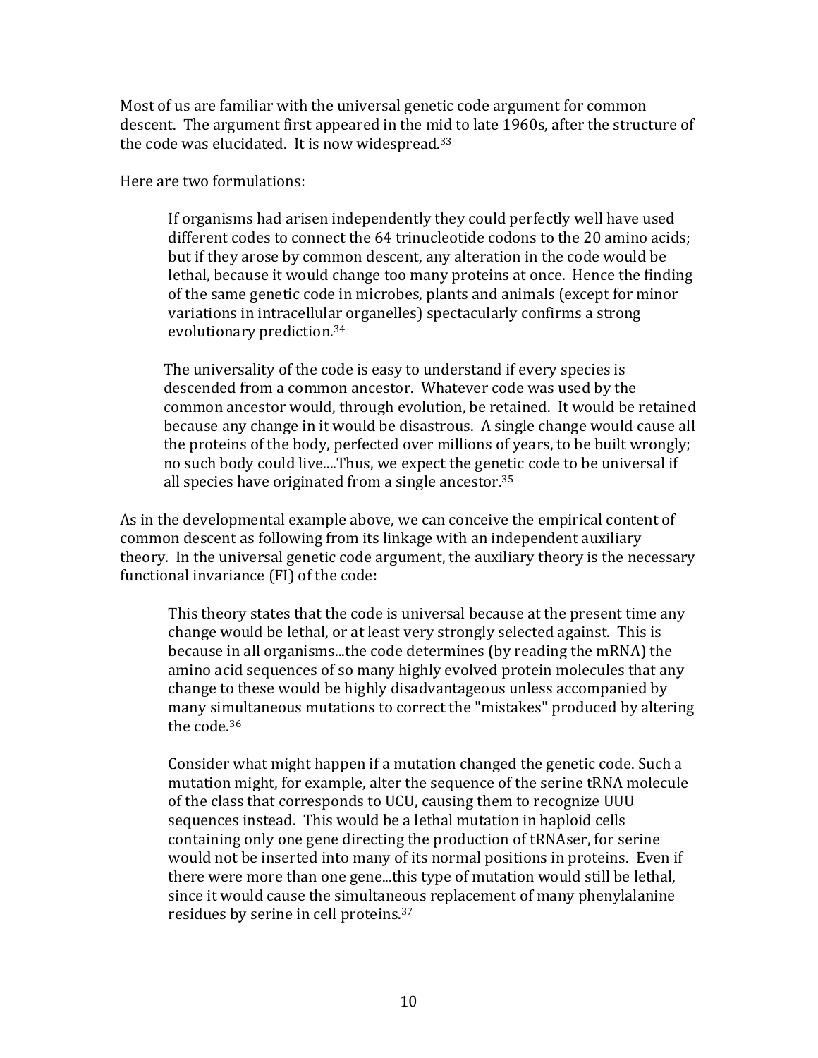Most of us are familiar with the universal genetic code argument for common descent. The argument first appeared in the mid to late 1960s, after the structure of the code was elucidated. It is now widespread.[33]

Here are two formulations:

> If organisms had arisen independently they could perfectly well have used different codes to connect the 64 trinucleotide codons to the 20 amino acids; but if they arose by common descent, any alteration in the code would be lethal, because it would change too many proteins at once. Hence the finding of the same genetic code in microbes, plants and animals (except for minor variations in intracellular organelles) spectacularly confirms a strong evolutionary prediction.[34]

> The universality of the code is easy to understand if every species is descended from a common ancestor. Whatever code was used by the common ancestor would, through evolution, be retained. It would be retained because any change in it would be disastrous. A single change would cause all the proteins of the body, perfected over millions of years, to be built wrongly; no such body could live....Thus, we expect the genetic code to be universal if all species have originated from a single ancestor.[35]

As in the developmental example above, we can conceive the empirical content of common descent as following from its linkage with an independent auxiliary theory. In the universal genetic code argument, the auxiliary theory is the necessary functional invariance (FI) of the code:

> This theory states that the code is universal because at the present time any change would be lethal, or at least very strongly selected against. This is because in all organisms...the code determines (by reading the mRNA) the amino acid sequences of so many highly evolved protein molecules that any change to these would be highly disadvantageous unless accompanied by many simultaneous mutations to correct the "mistakes" produced by altering the code.[36]

> Consider what might happen if a mutation changed the genetic code. Such a mutation might, for example, alter the sequence of the serine tRNA molecule of the class that corresponds to UCU, causing them to recognize UUU sequences instead. This would be a lethal mutation in haploid cells containing only one gene directing the production of tRNAser, for serine would not be inserted into many of its normal positions in proteins. Even if there were more than one gene...this type of mutation would still be lethal, since it would cause the simultaneous replacement of many phenylalanine residues by serine in cell proteins.[37]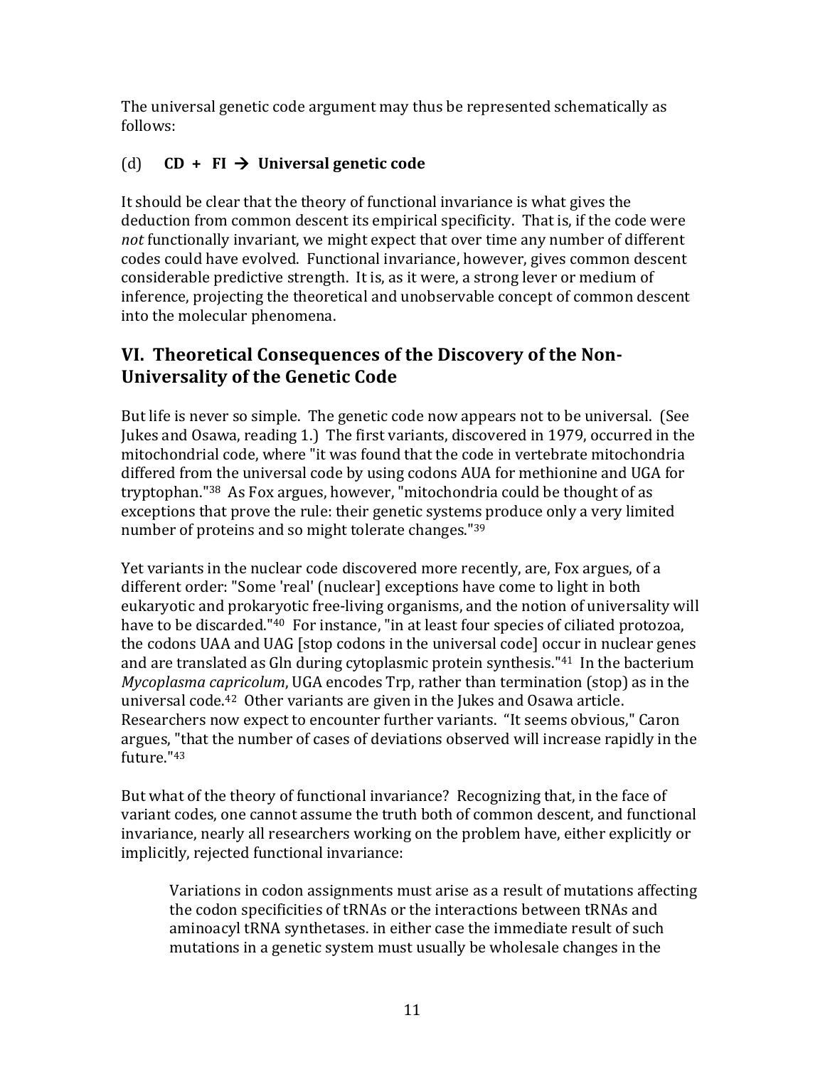The universal genetic code argument may thus be represented schematically as follows:

(d) **CD + FI → Universal genetic code**

It should be clear that the theory of functional invariance is what gives the deduction from common descent its empirical specificity. That is, if the code were *not* functionally invariant, we might expect that over time any number of different codes could have evolved. Functional invariance, however, gives common descent considerable predictive strength. It is, as it were, a strong lever or medium of inference, projecting the theoretical and unobservable concept of common descent into the molecular phenomena.

## VI. Theoretical Consequences of the Discovery of the Non-Universality of the Genetic Code

But life is never so simple. The genetic code now appears not to be universal. (See Jukes and Osawa, reading 1.) The first variants, discovered in 1979, occurred in the mitochondrial code, where "it was found that the code in vertebrate mitochondria differed from the universal code by using codons AUA for methionine and UGA for tryptophan."[38] As Fox argues, however, "mitochondria could be thought of as exceptions that prove the rule: their genetic systems produce only a very limited number of proteins and so might tolerate changes."[39]

Yet variants in the nuclear code discovered more recently, are, Fox argues, of a different order: "Some 'real' [nuclear] exceptions have come to light in both eukaryotic and prokaryotic free-living organisms, and the notion of universality will have to be discarded."[40] For instance, "in at least four species of ciliated protozoa, the codons UAA and UAG [stop codons in the universal code] occur in nuclear genes and are translated as Gln during cytoplasmic protein synthesis."[41] In the bacterium *Mycoplasma capricolum*, UGA encodes Trp, rather than termination (stop) as in the universal code.[42] Other variants are given in the Jukes and Osawa article. Researchers now expect to encounter further variants. "It seems obvious," Caron argues, "that the number of cases of deviations observed will increase rapidly in the future."[43]

But what of the theory of functional invariance? Recognizing that, in the face of variant codes, one cannot assume the truth both of common descent, and functional invariance, nearly all researchers working on the problem have, either explicitly or implicitly, rejected functional invariance:

> Variations in codon assignments must arise as a result of mutations affecting the codon specificities of tRNAs or the interactions between tRNAs and aminoacyl tRNA synthetases. in either case the immediate result of such mutations in a genetic system must usually be wholesale changes in the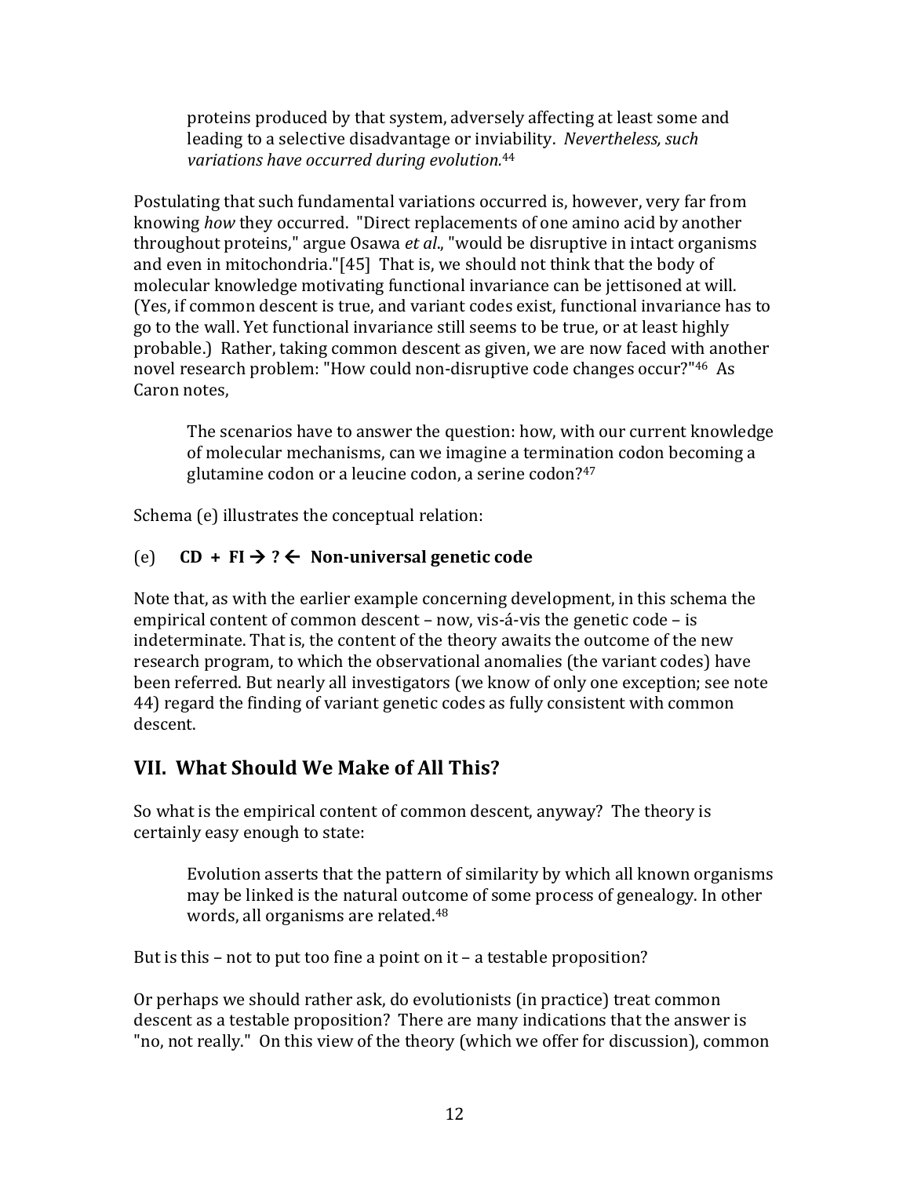> proteins produced by that system, adversely affecting at least some and leading to a selective disadvantage or inviability. *Nevertheless, such variations have occurred during evolution.*[44]

Postulating that such fundamental variations occurred is, however, very far from knowing *how* they occurred. "Direct replacements of one amino acid by another throughout proteins," argue Osawa *et al*., "would be disruptive in intact organisms and even in mitochondria."[45] That is, we should not think that the body of molecular knowledge motivating functional invariance can be jettisoned at will. (Yes, if common descent is true, and variant codes exist, functional invariance has to go to the wall. Yet functional invariance still seems to be true, or at least highly probable.) Rather, taking common descent as given, we are now faced with another novel research problem: "How could non-disruptive code changes occur?"[46] As Caron notes,

> The scenarios have to answer the question: how, with our current knowledge of molecular mechanisms, can we imagine a termination codon becoming a glutamine codon or a leucine codon, a serine codon?[47]

Schema (e) illustrates the conceptual relation:

(e) **CD + FI → ? ← Non-universal genetic code**

Note that, as with the earlier example concerning development, in this schema the empirical content of common descent – now, vis-á-vis the genetic code – is indeterminate. That is, the content of the theory awaits the outcome of the new research program, to which the observational anomalies (the variant codes) have been referred. But nearly all investigators (we know of only one exception; see note 44) regard the finding of variant genetic codes as fully consistent with common descent.

## VII. What Should We Make of All This?

So what is the empirical content of common descent, anyway? The theory is certainly easy enough to state:

> Evolution asserts that the pattern of similarity by which all known organisms may be linked is the natural outcome of some process of genealogy. In other words, all organisms are related.[48]

But is this – not to put too fine a point on it – a testable proposition?

Or perhaps we should rather ask, do evolutionists (in practice) treat common descent as a testable proposition? There are many indications that the answer is "no, not really." On this view of the theory (which we offer for discussion), common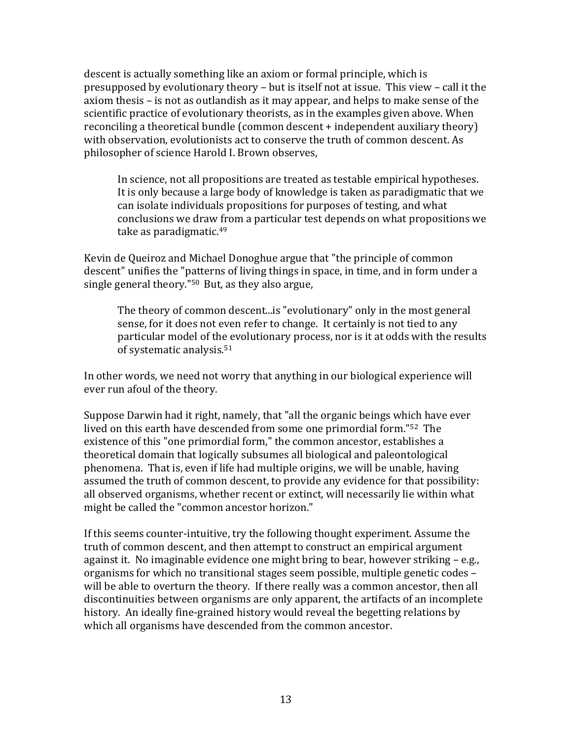descent is actually something like an axiom or formal principle, which is presupposed by evolutionary theory – but is itself not at issue. This view – call it the axiom thesis – is not as outlandish as it may appear, and helps to make sense of the scientific practice of evolutionary theorists, as in the examples given above. When reconciling a theoretical bundle (common descent + independent auxiliary theory) with observation, evolutionists act to conserve the truth of common descent. As philosopher of science Harold I. Brown observes,

> In science, not all propositions are treated as testable empirical hypotheses. It is only because a large body of knowledge is taken as paradigmatic that we can isolate individuals propositions for purposes of testing, and what conclusions we draw from a particular test depends on what propositions we take as paradigmatic.[49]

Kevin de Queiroz and Michael Donoghue argue that "the principle of common descent" unifies the "patterns of living things in space, in time, and in form under a single general theory."[50] But, as they also argue,

> The theory of common descent...is "evolutionary" only in the most general sense, for it does not even refer to change. It certainly is not tied to any particular model of the evolutionary process, nor is it at odds with the results of systematic analysis.[51]

In other words, we need not worry that anything in our biological experience will ever run afoul of the theory.

Suppose Darwin had it right, namely, that "all the organic beings which have ever lived on this earth have descended from some one primordial form."[52] The existence of this "one primordial form," the common ancestor, establishes a theoretical domain that logically subsumes all biological and paleontological phenomena. That is, even if life had multiple origins, we will be unable, having assumed the truth of common descent, to provide any evidence for that possibility: all observed organisms, whether recent or extinct, will necessarily lie within what might be called the "common ancestor horizon."

If this seems counter-intuitive, try the following thought experiment. Assume the truth of common descent, and then attempt to construct an empirical argument against it. No imaginable evidence one might bring to bear, however striking – e.g., organisms for which no transitional stages seem possible, multiple genetic codes – will be able to overturn the theory. If there really was a common ancestor, then all discontinuities between organisms are only apparent, the artifacts of an incomplete history. An ideally fine-grained history would reveal the begetting relations by which all organisms have descended from the common ancestor.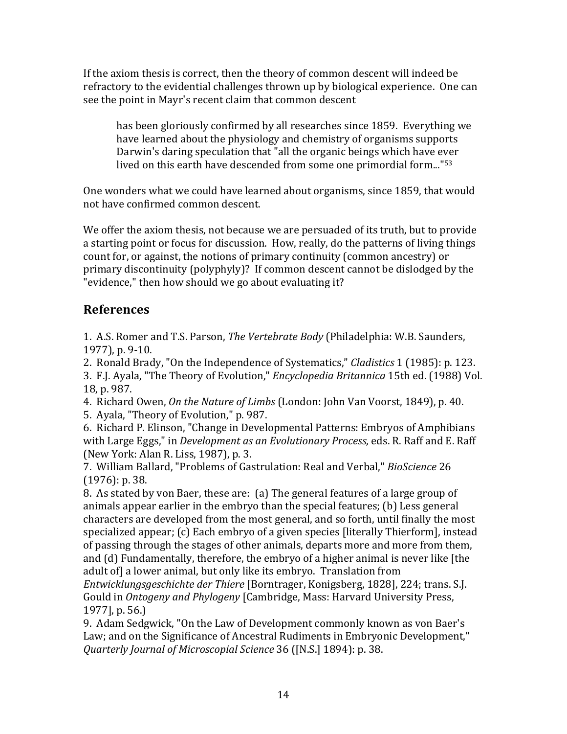If the axiom thesis is correct, then the theory of common descent will indeed be refractory to the evidential challenges thrown up by biological experience. One can see the point in Mayr's recent claim that common descent

> has been gloriously confirmed by all researches since 1859. Everything we have learned about the physiology and chemistry of organisms supports Darwin's daring speculation that "all the organic beings which have ever lived on this earth have descended from some one primordial form..."[53]

One wonders what we could have learned about organisms, since 1859, that would not have confirmed common descent.

We offer the axiom thesis, not because we are persuaded of its truth, but to provide a starting point or focus for discussion. How, really, do the patterns of living things count for, or against, the notions of primary continuity (common ancestry) or primary discontinuity (polyphyly)? If common descent cannot be dislodged by the "evidence," then how should we go about evaluating it?

## References

1. A.S. Romer and T.S. Parson, *The Vertebrate Body* (Philadelphia: W.B. Saunders, 1977), p. 9-10.
2. Ronald Brady, "On the Independence of Systematics," *Cladistics* 1 (1985): p. 123.
3. F.J. Ayala, "The Theory of Evolution," *Encyclopedia Britannica* 15th ed. (1988) Vol. 18, p. 987.
4. Richard Owen, *On the Nature of Limbs* (London: John Van Voorst, 1849), p. 40.
5. Ayala, "Theory of Evolution," p. 987.
6. Richard P. Elinson, "Change in Developmental Patterns: Embryos of Amphibians with Large Eggs," in *Development as an Evolutionary Process*, eds. R. Raff and E. Raff (New York: Alan R. Liss, 1987), p. 3.
7. William Ballard, "Problems of Gastrulation: Real and Verbal," *BioScience* 26 (1976): p. 38.
8. As stated by von Baer, these are: (a) The general features of a large group of animals appear earlier in the embryo than the special features; (b) Less general characters are developed from the most general, and so forth, until finally the most specialized appear; (c) Each embryo of a given species [literally Thierform], instead of passing through the stages of other animals, departs more and more from them, and (d) Fundamentally, therefore, the embryo of a higher animal is never like [the adult of] a lower animal, but only like its embryo. Translation from *Entwicklungsgeschichte der Thiere* [Borntrager, Konigsberg, 1828], 224; trans. S.J. Gould in *Ontogeny and Phylogeny* [Cambridge, Mass: Harvard University Press, 1977], p. 56.)
9. Adam Sedgwick, "On the Law of Development commonly known as von Baer's Law; and on the Significance of Ancestral Rudiments in Embryonic Development," *Quarterly Journal of Microscopial Science* 36 ([N.S.] 1894): p. 38.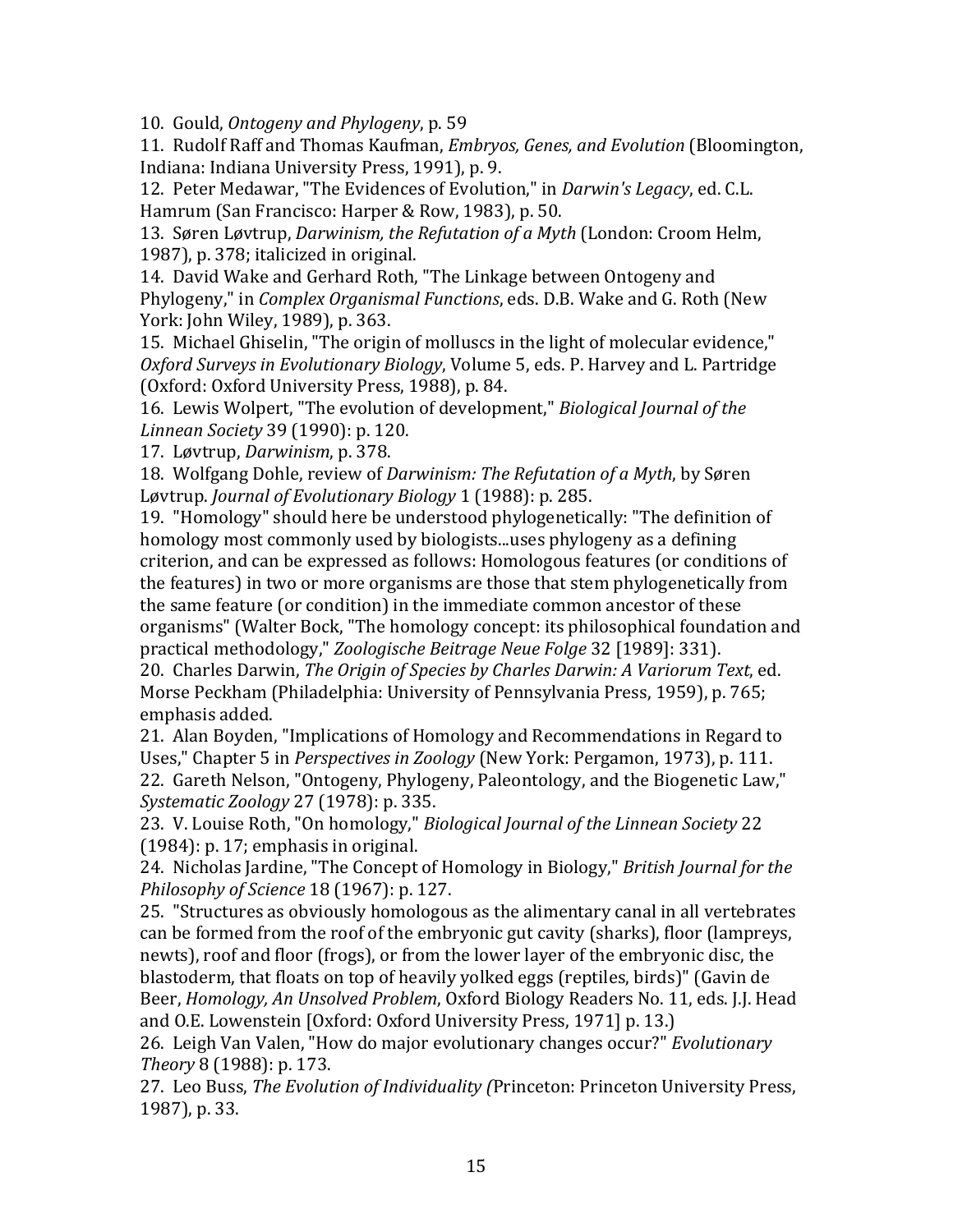10. Gould, *Ontogeny and Phylogeny*, p. 59

11. Rudolf Raff and Thomas Kaufman, *Embryos, Genes, and Evolution* (Bloomington, Indiana: Indiana University Press, 1991), p. 9.

12. Peter Medawar, "The Evidences of Evolution," in *Darwin's Legacy*, ed. C.L. Hamrum (San Francisco: Harper & Row, 1983), p. 50.

13. Søren Løvtrup, *Darwinism, the Refutation of a Myth* (London: Croom Helm, 1987), p. 378; italicized in original.

14. David Wake and Gerhard Roth, "The Linkage between Ontogeny and Phylogeny," in *Complex Organismal Functions*, eds. D.B. Wake and G. Roth (New York: John Wiley, 1989), p. 363.

15. Michael Ghiselin, "The origin of molluscs in the light of molecular evidence," *Oxford Surveys in Evolutionary Biology*, Volume 5, eds. P. Harvey and L. Partridge (Oxford: Oxford University Press, 1988), p. 84.

16. Lewis Wolpert, "The evolution of development," *Biological Journal of the Linnean Society* 39 (1990): p. 120.

17. Løvtrup, *Darwinism*, p. 378.

18. Wolfgang Dohle, review of *Darwinism: The Refutation of a Myth*, by Søren Løvtrup. *Journal of Evolutionary Biology* 1 (1988): p. 285.

19. "Homology" should here be understood phylogenetically: "The definition of homology most commonly used by biologists...uses phylogeny as a defining criterion, and can be expressed as follows: Homologous features (or conditions of the features) in two or more organisms are those that stem phylogenetically from the same feature (or condition) in the immediate common ancestor of these organisms" (Walter Bock, "The homology concept: its philosophical foundation and practical methodology," *Zoologische Beitrage Neue Folge* 32 [1989]: 331).

20. Charles Darwin, *The Origin of Species by Charles Darwin: A Variorum Text*, ed. Morse Peckham (Philadelphia: University of Pennsylvania Press, 1959), p. 765; emphasis added.

21. Alan Boyden, "Implications of Homology and Recommendations in Regard to Uses," Chapter 5 in *Perspectives in Zoology* (New York: Pergamon, 1973), p. 111.

22. Gareth Nelson, "Ontogeny, Phylogeny, Paleontology, and the Biogenetic Law," *Systematic Zoology* 27 (1978): p. 335.

23. V. Louise Roth, "On homology," *Biological Journal of the Linnean Society* 22 (1984): p. 17; emphasis in original.

24. Nicholas Jardine, "The Concept of Homology in Biology," *British Journal for the Philosophy of Science* 18 (1967): p. 127.

25. "Structures as obviously homologous as the alimentary canal in all vertebrates can be formed from the roof of the embryonic gut cavity (sharks), floor (lampreys, newts), roof and floor (frogs), or from the lower layer of the embryonic disc, the blastoderm, that floats on top of heavily yolked eggs (reptiles, birds)" (Gavin de Beer, *Homology, An Unsolved Problem*, Oxford Biology Readers No. 11, eds. J.J. Head and O.E. Lowenstein [Oxford: Oxford University Press, 1971] p. 13.)

26. Leigh Van Valen, "How do major evolutionary changes occur?" *Evolutionary Theory* 8 (1988): p. 173.

27. Leo Buss, *The Evolution of Individuality (*Princeton: Princeton University Press, 1987), p. 33.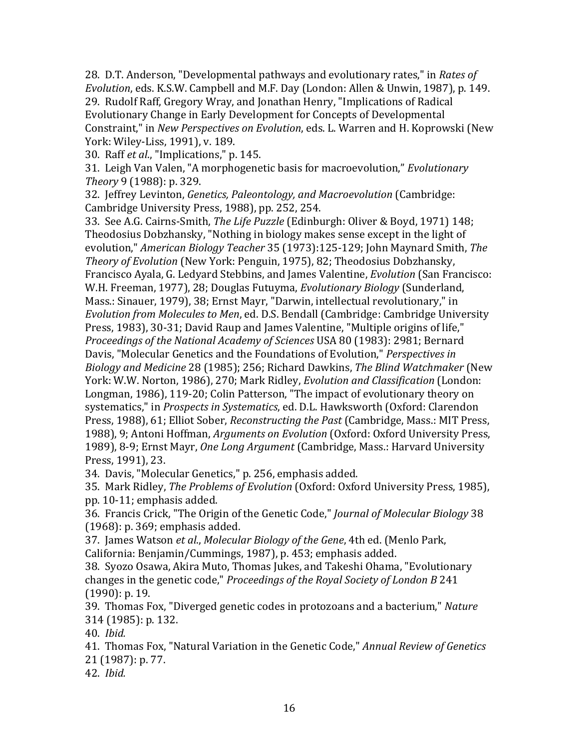28. D.T. Anderson, "Developmental pathways and evolutionary rates," in *Rates of Evolution*, eds. K.S.W. Campbell and M.F. Day (London: Allen & Unwin, 1987), p. 149.

29. Rudolf Raff, Gregory Wray, and Jonathan Henry, "Implications of Radical Evolutionary Change in Early Development for Concepts of Developmental Constraint," in *New Perspectives on Evolution*, eds. L. Warren and H. Koprowski (New York: Wiley-Liss, 1991), v. 189.

30. Raff *et al*., "Implications," p. 145.

31. Leigh Van Valen, "A morphogenetic basis for macroevolution," *Evolutionary Theory* 9 (1988): p. 329.

32. Jeffrey Levinton, *Genetics, Paleontology, and Macroevolution* (Cambridge: Cambridge University Press, 1988), pp. 252, 254.

33. See A.G. Cairns-Smith, *The Life Puzzle* (Edinburgh: Oliver & Boyd, 1971) 148; Theodosius Dobzhansky, "Nothing in biology makes sense except in the light of evolution," *American Biology Teacher* 35 (1973):125-129; John Maynard Smith, *The Theory of Evolution* (New York: Penguin, 1975), 82; Theodosius Dobzhansky, Francisco Ayala, G. Ledyard Stebbins, and James Valentine, *Evolution* (San Francisco: W.H. Freeman, 1977), 28; Douglas Futuyma, *Evolutionary Biology* (Sunderland, Mass.: Sinauer, 1979), 38; Ernst Mayr, "Darwin, intellectual revolutionary," in *Evolution from Molecules to Men*, ed. D.S. Bendall (Cambridge: Cambridge University Press, 1983), 30-31; David Raup and James Valentine, "Multiple origins of life," *Proceedings of the National Academy of Sciences* USA 80 (1983): 2981; Bernard Davis, "Molecular Genetics and the Foundations of Evolution," *Perspectives in Biology and Medicine* 28 (1985); 256; Richard Dawkins, *The Blind Watchmaker* (New York: W.W. Norton, 1986), 270; Mark Ridley, *Evolution and Classification* (London: Longman, 1986), 119-20; Colin Patterson, "The impact of evolutionary theory on systematics," in *Prospects in Systematics*, ed. D.L. Hawksworth (Oxford: Clarendon Press, 1988), 61; Elliot Sober, *Reconstructing the Past* (Cambridge, Mass.: MIT Press, 1988), 9; Antoni Hoffman, *Arguments on Evolution* (Oxford: Oxford University Press, 1989), 8-9; Ernst Mayr, *One Long Argument* (Cambridge, Mass.: Harvard University Press, 1991), 23.

34. Davis, "Molecular Genetics," p. 256, emphasis added.

35. Mark Ridley, *The Problems of Evolution* (Oxford: Oxford University Press, 1985), pp. 10-11; emphasis added.

36. Francis Crick, "The Origin of the Genetic Code," *Journal of Molecular Biology* 38 (1968): p. 369; emphasis added.

37. James Watson *et al*., *Molecular Biology of the Gene*, 4th ed. (Menlo Park, California: Benjamin/Cummings, 1987), p. 453; emphasis added.

38. Syozo Osawa, Akira Muto, Thomas Jukes, and Takeshi Ohama, "Evolutionary changes in the genetic code," *Proceedings of the Royal Society of London B* 241 (1990): p. 19.

39. Thomas Fox, "Diverged genetic codes in protozoans and a bacterium," *Nature* 314 (1985): p. 132.

40. *Ibid.*

41. Thomas Fox, "Natural Variation in the Genetic Code," *Annual Review of Genetics* 21 (1987): p. 77.

42. *Ibid.*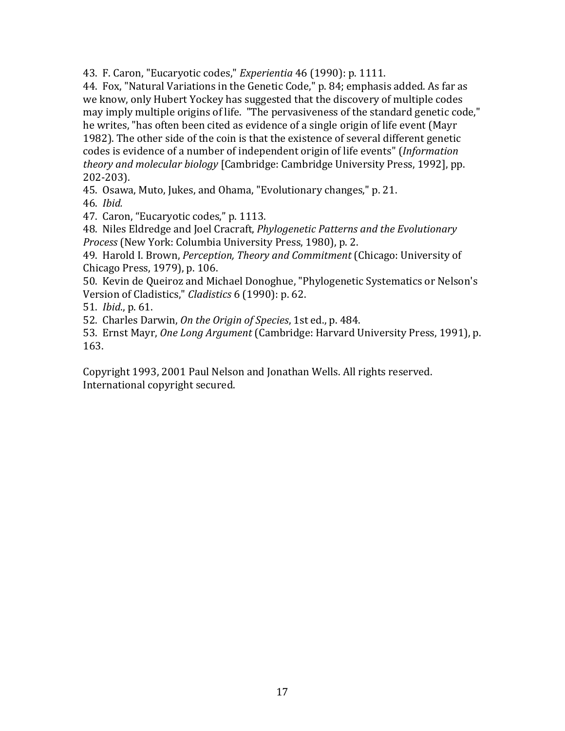43. F. Caron, "Eucaryotic codes," *Experientia* 46 (1990): p. 1111.
44. Fox, "Natural Variations in the Genetic Code," p. 84; emphasis added. As far as we know, only Hubert Yockey has suggested that the discovery of multiple codes may imply multiple origins of life. "The pervasiveness of the standard genetic code," he writes, "has often been cited as evidence of a single origin of life event (Mayr 1982). The other side of the coin is that the existence of several different genetic codes is evidence of a number of independent origin of life events" (*Information theory and molecular biology* [Cambridge: Cambridge University Press, 1992], pp. 202-203).
45. Osawa, Muto, Jukes, and Ohama, "Evolutionary changes," p. 21.
46. *Ibid.*
47. Caron, "Eucaryotic codes," p. 1113.
48. Niles Eldredge and Joel Cracraft, *Phylogenetic Patterns and the Evolutionary Process* (New York: Columbia University Press, 1980), p. 2.
49. Harold I. Brown, *Perception, Theory and Commitment* (Chicago: University of Chicago Press, 1979), p. 106.
50. Kevin de Queiroz and Michael Donoghue, "Phylogenetic Systematics or Nelson's Version of Cladistics," *Cladistics* 6 (1990): p. 62.
51. *Ibid.*, p. 61.
52. Charles Darwin, *On the Origin of Species*, 1st ed., p. 484.
53. Ernst Mayr, *One Long Argument* (Cambridge: Harvard University Press, 1991), p. 163.

Copyright 1993, 2001 Paul Nelson and Jonathan Wells. All rights reserved. International copyright secured.